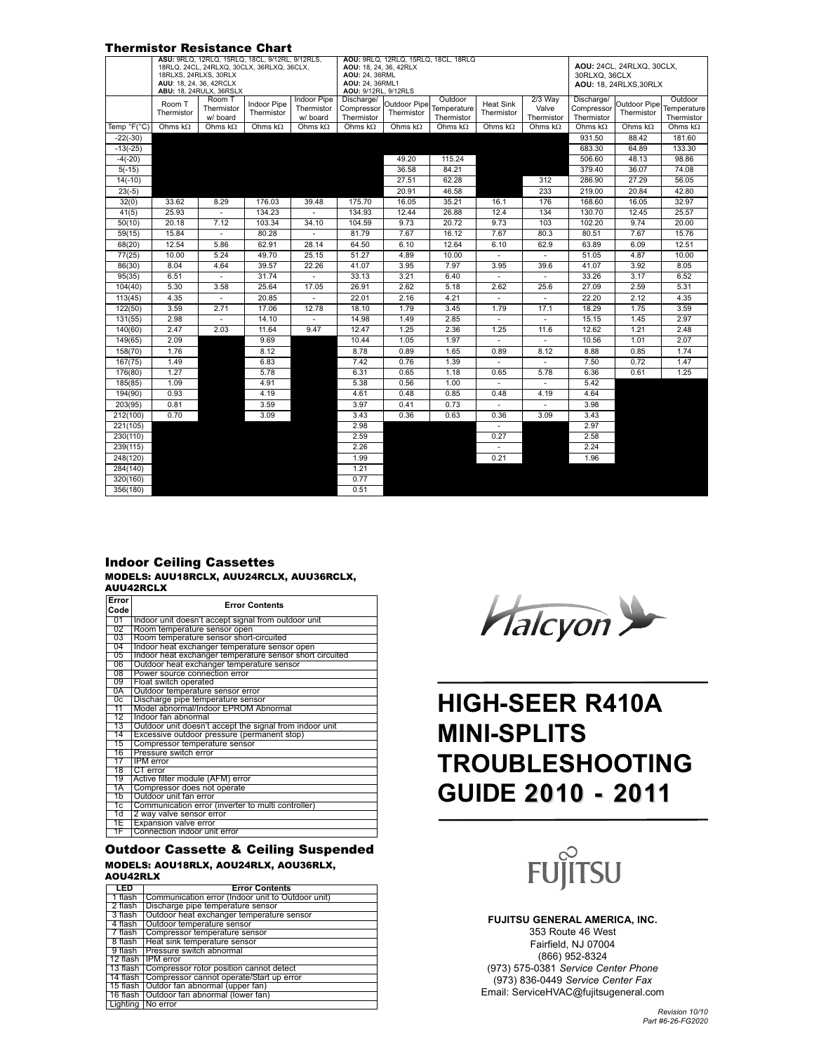## Thermistor Resistance Chart

| | ASU: 9RLQ, 12RLQ, 15RLQ, 18CL, 9/12RL, 9/12RLS, 18RLQ, 24CL, 24RLXQ, 30CLX, 36RLXQ, 36CLX, 18RLXS, 24RLXS, 30RLX AUU: 18, 24, 36, 42RCLX ABU: 18, 24RULX, 36RSLX | | | | AOU: 9RLQ, 12RLQ, 15RLQ, 18CL, 18RLQ AOU: 18, 24, 36, 42RLX AOU: 24, 36RML AOU: 24, 36RML1 AOU: 9/12RL, 9/12RLS | | | | | AOU: 24CL, 24RLXQ, 30CLX, 30RLXQ, 36CLX AOU: 18, 24RLXS,30RLX | | |
|---|---|---|---|---|---|---|---|---|---|---|---|---|
| | Room T Thermistor | Room T Thermistor w/ board | Indoor Pipe Thermistor | Indoor Pipe Thermistor w/ board | Discharge/ Compressor Thermistor | Outdoor Pipe Thermistor | Outdoor Temperature Thermistor | Heat Sink Thermistor | 2/3 Way Valve Thermistor | Discharge/ Compressor Thermistor | Outdoor Pipe Thermistor | Outdoor Temperature Thermistor |
| Temp °F(°C) | Ohms kΩ | Ohms kΩ | Ohms kΩ | Ohms kΩ | Ohms kΩ | Ohms kΩ | Ohms kΩ | Ohms kΩ | Ohms kΩ | Ohms kΩ | Ohms kΩ | Ohms kΩ |
| -22(-30) | | | | | | | | | | 931.50 | 88.42 | 181.60 |
| -13(-25) | | | | | | | | | | 683.30 | 64.89 | 133.30 |
| -4(-20) | | | | | | 49.20 | 115.24 | | | 506.60 | 48.13 | 98.86 |
| 5(-15) | | | | | | 36.58 | 84.21 | | | 379.40 | 36.07 | 74.08 |
| 14(-10) | | | | | | 27.51 | 62.28 | | 312 | 286.90 | 27.29 | 56.05 |
| 23(-5) | | | | | | 20.91 | 46.58 | | 233 | 219.00 | 20.84 | 42.80 |
| 32(0) | 33.62 | 8.29 | 176.03 | 39.48 | 175.70 | 16.05 | 35.21 | 16.1 | 176 | 168.60 | 16.05 | 32.97 |
| 41(5) | 25.93 | - | 134.23 | - | 134.93 | 12.44 | 26.88 | 12.4 | 134 | 130.70 | 12.45 | 25.57 |
| 50(10) | 20.18 | 7.12 | 103.34 | 34.10 | 104.59 | 9.73 | 20.72 | 9.73 | 103 | 102.20 | 9.74 | 20.00 |
| 59(15) | 15.84 | - | 80.28 | - | 81.79 | 7.67 | 16.12 | 7.67 | 80.3 | 80.51 | 7.67 | 15.76 |
| 68(20) | 12.54 | 5.86 | 62.91 | 28.14 | 64.50 | 6.10 | 12.64 | 6.10 | 62.9 | 63.89 | 6.09 | 12.51 |
| 77(25) | 10.00 | 5.24 | 49.70 | 25.15 | 51.27 | 4.89 | 10.00 | - | - | 51.05 | 4.87 | 10.00 |
| 86(30) | 8.04 | 4.64 | 39.57 | 22.26 | 41.07 | 3.95 | 7.97 | 3.95 | 39.6 | 41.07 | 3.92 | 8.05 |
| 95(35) | 6.51 | - | 31.74 | - | 33.13 | 3.21 | 6.40 | - | - | 33.26 | 3.17 | 6.52 |
| 104(40) | 5.30 | 3.58 | 25.64 | 17.05 | 26.91 | 2.62 | 5.18 | 2.62 | 25.6 | 27.09 | 2.59 | 5.31 |
| 113(45) | 4.35 | - | 20.85 | - | 22.01 | 2.16 | 4.21 | - | - | 22.20 | 2.12 | 4.35 |
| 122(50) | 3.59 | 2.71 | 17.06 | 12.78 | 18.10 | 1.79 | 3.45 | 1.79 | 17.1 | 18.29 | 1.75 | 3.59 |
| 131(55) | 2.98 | - | 14.10 | - | 14.98 | 1.49 | 2.85 | - | - | 15.15 | 1.45 | 2.97 |
| 140(60) | 2.47 | 2.03 | 11.64 | 9.47 | 12.47 | 1.25 | 2.36 | 1.25 | 11.6 | 12.62 | 1.21 | 2.48 |
| 149(65) | 2.09 | | 9.69 | | 10.44 | 1.05 | 1.97 | - | - | 10.56 | 1.01 | 2.07 |
| 158(70) | 1.76 | | 8.12 | | 8.78 | 0.89 | 1.65 | 0.89 | 8.12 | 8.88 | 0.85 | 1.74 |
| 167(75) | 1.49 | | 6.83 | | 7.42 | 0.76 | 1.39 | - | - | 7.50 | 0.72 | 1.47 |
| 176(80) | 1.27 | | 5.78 | | 6.31 | 0.65 | 1.18 | 0.65 | 5.78 | 6.36 | 0.61 | 1.25 |
| 185(85) | 1.09 | | 4.91 | | 5.38 | 0.56 | 1.00 | - | - | 5.42 | | |
| 194(90) | 0.93 | | 4.19 | | 4.61 | 0.48 | 0.85 | 0.48 | 4.19 | 4.64 | | |
| 203(95) | 0.81 | | 3.59 | | 3.97 | 0.41 | 0.73 | - | - | 3.98 | | |
| 212(100) | 0.70 | | 3.09 | | 3.43 | 0.36 | 0.63 | 0.36 | 3.09 | 3.43 | | |
| 221(105) | | | | | 2.98 | | | - | | 2.97 | | |
| 230(110) | | | | | 2.59 | | | 0.27 | | 2.58 | | |
| 239(115) | | | | | 2.26 | | | - | | 2.24 | | |
| 248(120) | | | | | 1.99 | | | 0.21 | | 1.96 | | |
| 284(140) | | | | | 1.21 | | | | | | | |
| 320(160) | | | | | 0.77 | | | | | | | |
| 356(180) | | | | | 0.51 | | | | | | | |

## Indoor Ceiling Cassettes

**MODELS: AUU18RCLX, AUU24RCLX, AUU36RCLX, AUU42RCLX**

| Error Code | Error Contents |
|---|---|
| 01 | Indoor unit doesn't accept signal from outdoor unit |
| 02 | Room temperature sensor open |
| 03 | Room temperature sensor short-circuited |
| 04 | Indoor heat exchanger temperature sensor open |
| 05 | Indoor heat exchanger temperature sensor short circuited |
| 06 | Outdoor heat exchanger temperature sensor |
| 08 | Power source connection error |
| 09 | Float switch operated |
| 0A | Outdoor temperature sensor error |
| 0c | Discharge pipe temperature sensor |
| 11 | Model abnormal/Indoor EPROM Abnormal |
| 12 | Indoor fan abnormal |
| 13 | Outdoor unit doesn't accept the signal from indoor unit |
| 14 | Excessive outdoor pressure (permanent stop) |
| 15 | Compressor temperature sensor |
| 16 | Pressure switch error |
| 17 | IPM error |
| 18 | CT error |
| 19 | Active filter module (AFM) error |
| 1A | Compressor does not operate |
| 1b | Outdoor unit fan error |
| 1c | Communication error (inverter to multi controller) |
| 1d | 2 way valve sensor error |
| 1E | Expansion valve error |
| 1F | Connection indoor unit error |

## Outdoor Cassette & Ceiling Suspended

**MODELS: AOU18RLX, AOU24RLX, AOU36RLX, AOU42RLX**

| LED | Error Contents |
|---|---|
| 1 flash | Communication error (Indoor unit to Outdoor unit) |
| 2 flash | Discharge pipe temperature sensor |
| 3 flash | Outdoor heat exchanger temperature sensor |
| 4 flash | Outdoor temperature sensor |
| 7 flash | Compressor temperature sensor |
| 8 flash | Heat sink temperature sensor |
| 9 flash | Pressure switch abnormal |
| 12 flash | IPM error |
| 13 flash | Compressor rotor position cannot detect |
| 14 flash | Compressor cannot operate/Start up error |
| 15 flash | Outdor fan abnormal (upper fan) |
| 16 flash | Outdoor fan abnormal (lower fan) |
| Lighting | No error |

Halcyon

# HIGH-SEER R410A MINI-SPLITS TROUBLESHOOTING GUIDE 2010 - 2011

FUJITSU

**FUJITSU GENERAL AMERICA, INC.**
353 Route 46 West
Fairfield, NJ 07004
(866) 952-8324
(973) 575-0381 *Service Center Phone*
(973) 836-0449 *Service Center Fax*
Email: ServiceHVAC@fujitsugeneral.com

*Revision 10/10*
*Part #6-26-FG2020*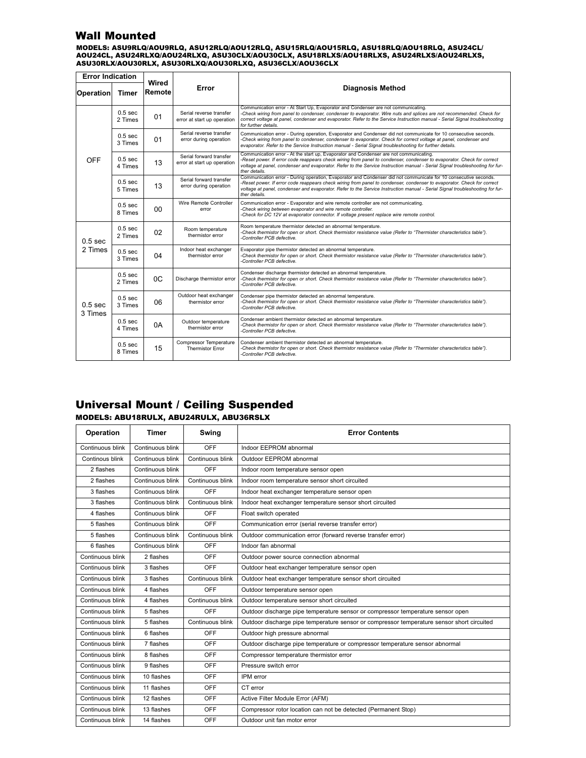## Wall Mounted

**MODELS: ASU9RLQ/AOU9RLQ, ASU12RLQ/AOU12RLQ, ASU15RLQ/AOU15RLQ, ASU18RLQ/AOU18RLQ, ASU24CL/AOU24CL, ASU24RLXQ/AOU24RLXQ, ASU30CLX/AOU30CLX, ASU18RLXS/AOU18RLXS, ASU24RLXS/AOU24RLXS, ASU30RLX/AOU30RLX, ASU30RLXQ/AOU30RLXQ, ASU36CLX/AOU36CLX**

| Error Indication | | Wired Remote | Error | Diagnosis Method |
|---|---|---|---|---|
| Operation | Timer | | | |
| OFF | 0.5 sec 2 Times | 01 | Serial reverse transfer error at start up operation | Communication error - At Start Up, Evaporator and Condenser are not communicating. *-Check wiring from panel to condenser, condenser to evaporator. Wire nuts and splices are not recommended. Check for correct voltage at panel, condenser and evaporator. Refer to the Service Instruction manual - Serial Signal troubleshooting for further details.* |
| | 0.5 sec 3 Times | 01 | Serial reverse transfer error during operation | Communication error - During operation, Evaporator and Condenser did not communicate for 10 consecutive seconds. *-Check wiring from panel to condenser, condenser to evaporator. Check for correct voltage at panel, condenser and evaporator. Refer to the Service Instruction manual - Serial Signal troubleshooting for further details.* |
| | 0.5 sec 4 Times | 13 | Serial forward transfer error at start up operation | Communication error - At the start up, Evaporator and Condenser are not communicating. *-Reset power. If error code reappears check wiring from panel to condenser, condenser to evaporator. Check for correct voltage at panel, condenser and evaporator. Refer to the Service Instruction manual - Serial Signal troubleshooting for further details.* |
| | 0.5 sec 5 Times | 13 | Serial forward transfer error during operation | Communication error - During operation, Evaporator and Condenser did not communicate for 10 consecutive seconds. *-Reset power. If error code reappears check wiring from panel to condenser, condenser to evaporator. Check for correct voltage at panel, condenser and evaporator. Refer to the Service Instruction manual - Serial Signal troubleshooting for further details.* |
| | 0.5 sec 8 Times | 00 | Wire Remote Controller error | Communication error - Evaporator and wire remote controller are not communicating. *-Check wiring between evaporator and wire remote controller. -Check for DC 12V at evaporator connector. If voltage present replace wire remote control.* |
| 0.5 sec 2 Times | 0.5 sec 2 Times | 02 | Room temperature thermistor error | Room temperature thermistor detected an abnormal temperature. *-Check thermistor for open or short. Check thermistor resistance value (Refer to "Thermister characteristics table"). -Controller PCB defective.* |
| | 0.5 sec 3 Times | 04 | Indoor heat exchanger thermistor error | Evaporator pipe thermistor detected an abnormal temperature. *-Check thermistor for open or short. Check thermistor resistance value (Refer to "Thermister characteristics table"). -Controller PCB defective.* |
| 0.5 sec 3 Times | 0.5 sec 2 Times | 0C | Discharge thermistor error | Condenser discharge thermistor detected an abnormal temperature. *-Check thermistor for open or short. Check thermistor resistance value (Refer to "Thermister characteristics table"). -Controller PCB defective.* |
| | 0.5 sec 3 Times | 06 | Outdoor heat exchanger thermistor error | Condenser pipe thermistor detected an abnormal temperature. *-Check thermistor for open or short. Check thermistor resistance value (Refer to "Thermister characteristics table"). -Controller PCB defective.* |
| | 0.5 sec 4 Times | 0A | Outdoor temperature thermistor error | Condenser ambient thermistor detected an abnormal temperature. *-Check thermistor for open or short. Check thermistor resistance value (Refer to "Thermister characteristics table"). -Controller PCB defective.* |
| | 0.5 sec 8 Times | 15 | Compressor Temperature Thermistor Error | Condenser ambient thermistor detected an abnormal temperature. *-Check thermistor for open or short. Check thermistor resistance value (Refer to "Thermister characteristics table"). -Controller PCB defective.* |

## Universal Mount / Ceiling Suspended

**MODELS: ABU18RULX, ABU24RULX, ABU36RSLX**

| Operation | Timer | Swing | Error Contents |
|---|---|---|---|
| Continuous blink | Continuous blink | OFF | Indoor EEPROM abnormal |
| Continous blink | Continuous blink | Continuous blink | Outdoor EEPROM abnormal |
| 2 flashes | Continuous blink | OFF | Indoor room temperature sensor open |
| 2 flashes | Continuous blink | Continuous blink | Indoor room temperature sensor short circuited |
| 3 flashes | Continuous blink | OFF | Indoor heat exchanger temperature sensor open |
| 3 flashes | Continuous blink | Continuous blink | Indoor heat exchanger temperature sensor short circuited |
| 4 flashes | Continuous blink | OFF | Float switch operated |
| 5 flashes | Continuous blink | OFF | Communication error (serial reverse transfer error) |
| 5 flashes | Continuous blink | Continuous blink | Outdoor communication error (forward reverse transfer error) |
| 6 flashes | Continuous blink | OFF | Indoor fan abnormal |
| Continuous blink | 2 flashes | OFF | Outdoor power source connection abnormal |
| Continuous blink | 3 flashes | OFF | Outdoor heat exchanger temperature sensor open |
| Continuous blink | 3 flashes | Continuous blink | Outdoor heat exchanger temperature sensor short circuited |
| Continuous blink | 4 flashes | OFF | Outdoor temperature sensor open |
| Continuous blink | 4 flashes | Continuous blink | Outdoor temperature sensor short circuited |
| Continuous blink | 5 flashes | OFF | Outdoor discharge pipe temperature sensor or compressor temperature sensor open |
| Continuous blink | 5 flashes | Continuous blink | Outdoor discharge pipe temperature sensor or compressor temperature sensor short circuited |
| Continuous blink | 6 flashes | OFF | Outdoor high pressure abnormal |
| Continuous blink | 7 flashes | OFF | Outdoor discharge pipe temperature or compressor temperature sensor abnormal |
| Continuous blink | 8 flashes | OFF | Compressor temperature thermistor error |
| Continuous blink | 9 flashes | OFF | Pressure switch error |
| Continuous blink | 10 flashes | OFF | IPM error |
| Continuous blink | 11 flashes | OFF | CT error |
| Continuous blink | 12 flashes | OFF | Active Filter Module Error (AFM) |
| Continuous blink | 13 flashes | OFF | Compressor rotor location can not be detected (Permanent Stop) |
| Continuous blink | 14 flashes | OFF | Outdoor unit fan motor error |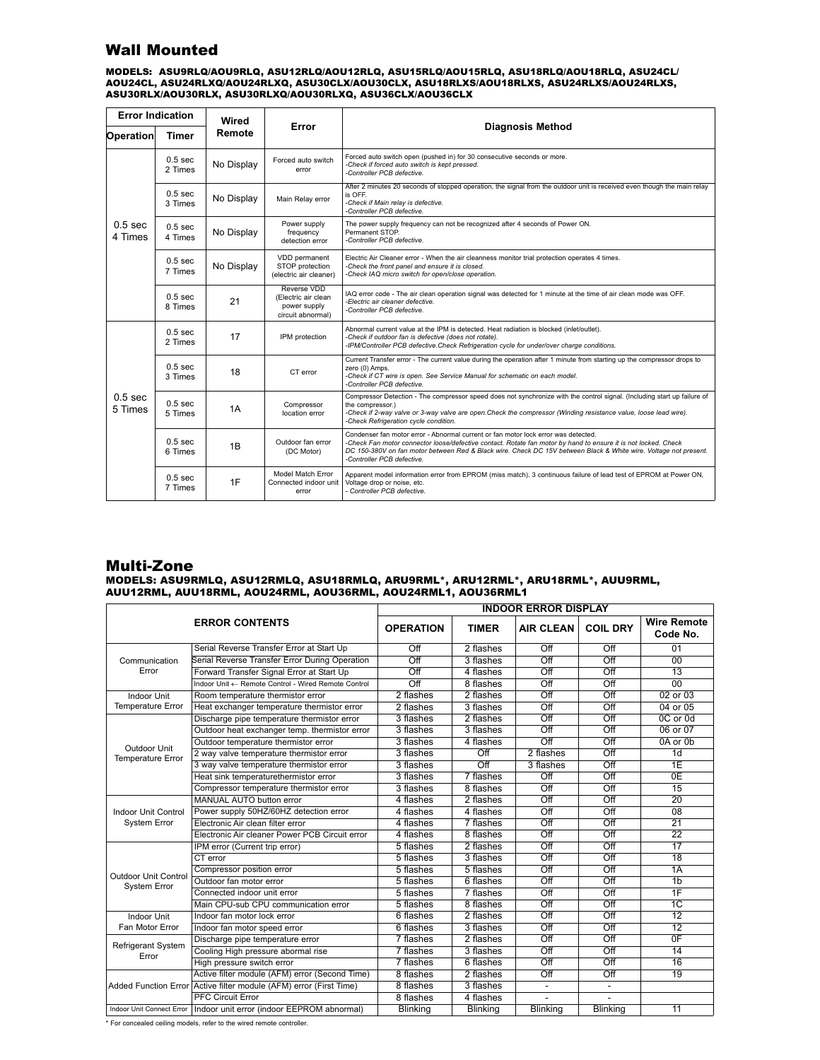## Wall Mounted

**MODELS: ASU9RLQ/AOU9RLQ, ASU12RLQ/AOU12RLQ, ASU15RLQ/AOU15RLQ, ASU18RLQ/AOU18RLQ, ASU24CL/AOU24CL, ASU24RLXQ/AOU24RLXQ, ASU30CLX/AOU30CLX, ASU18RLXS/AOU18RLXS, ASU24RLXS/AOU24RLXS, ASU30RLX/AOU30RLX, ASU30RLXQ/AOU30RLXQ, ASU36CLX/AOU36CLX**

| Error Indication | | Wired Remote | Error | Diagnosis Method |
|---|---|---|---|---|
| Operation | Timer | | | |
| 0.5 sec 4 Times | 0.5 sec 2 Times | No Display | Forced auto switch error | Forced auto switch open (pushed in) for 30 consecutive seconds or more. *-Check if forced auto switch is kept pressed.* *-Controller PCB defective.* |
| | 0.5 sec 3 Times | No Display | Main Relay error | After 2 minutes 20 seconds of stopped operation, the signal from the outdoor unit is received even though the main relay is OFF. *-Check if Main relay is defective.* *-Controller PCB defective.* |
| | 0.5 sec 4 Times | No Display | Power supply frequency detection error | The power supply frequency can not be recognized after 4 seconds of Power ON. Permanent STOP. *-Controller PCB defective.* |
| | 0.5 sec 7 Times | No Display | VDD permanent STOP protection (electric air cleaner) | Electric Air Cleaner error - When the air cleanness monitor trial protection operates 4 times. *-Check the front panel and ensure it is closed.* *-Check IAQ micro switch for open/close operation.* |
| | 0.5 sec 8 Times | 21 | Reverse VDD (Electric air clean power supply circuit abnormal) | IAQ error code - The air clean operation signal was detected for 1 minute at the time of air clean mode was OFF. *-Electric air cleaner defective.* *-Controller PCB defective.* |
| 0.5 sec 5 Times | 0.5 sec 2 Times | 17 | IPM protection | Abnormal current value at the IPM is detected. Heat radiation is blocked (inlet/outlet). *-Check if outdoor fan is defective (does not rotate).* *-IPM/Controller PCB defective.Check Refrigeration cycle for under/over charge conditions.* |
| | 0.5 sec 3 Times | 18 | CT error | Current Transfer error - The current value during the operation after 1 minute from starting up the compressor drops to zero (0) Amps. *-Check if CT wire is open. See Service Manual for schematic on each model.* *-Controller PCB defective.* |
| | 0.5 sec 5 Times | 1A | Compressor location error | Compressor Detection - The compressor speed does not synchronize with the control signal. (Including start up failure of the compressor.) *-Check if 2-way valve or 3-way valve are open.Check the compressor (Winding resistance value, loose lead wire).* *-Check Refrigeration cycle condition.* |
| | 0.5 sec 6 Times | 1B | Outdoor fan error (DC Motor) | Condenser fan motor error - Abnormal current or fan motor lock error was detected. *-Check Fan motor connector loose/defective contact. Rotate fan motor by hand to ensure it is not locked. Check DC 150-380V on fan motor between Red & Black wire. Check DC 15V between Black & White wire. Voltage not present.* *-Controller PCB defective.* |
| | 0.5 sec 7 Times | 1F | Model Match Error Connected indoor unit error | Apparent model information error from EPROM (miss match). 3 continuous failure of lead test of EPROM at Power ON, Voltage drop or noise, etc. *- Controller PCB defective.* |

## Multi-Zone

**MODELS: ASU9RMLQ, ASU12RMLQ, ASU18RMLQ, ARU9RML*, ARU12RML*, ARU18RML*, AUU9RML, AUU12RML, AUU18RML, AOU24RML, AOU36RML, AOU24RML1, AOU36RML1**

| ERROR CONTENTS | | INDOOR ERROR DISPLAY | | | | |
|---|---|---|---|---|---|---|
| | | OPERATION | TIMER | AIR CLEAN | COIL DRY | Wire Remote Code No. |
| Communication Error | Serial Reverse Transfer Error at Start Up | Off | 2 flashes | Off | Off | 01 |
| | Serial Reverse Transfer Error During Operation | Off | 3 flashes | Off | Off | 00 |
| | Forward Transfer Signal Error at Start Up | Off | 4 flashes | Off | Off | 13 |
| | Indoor Unit ← Remote Control - Wired Remote Control | Off | 8 flashes | Off | Off | 00 |
| Indoor Unit Temperature Error | Room temperature thermistor error | 2 flashes | 2 flashes | Off | Off | 02 or 03 |
| | Heat exchanger temperature thermistor error | 2 flashes | 3 flashes | Off | Off | 04 or 05 |
| Outdoor Unit Temperature Error | Discharge pipe temperature thermistor error | 3 flashes | 2 flashes | Off | Off | 0C or 0d |
| | Outdoor heat exchanger temp. thermistor error | 3 flashes | 3 flashes | Off | Off | 06 or 07 |
| | Outdoor temperature thermistor error | 3 flashes | 4 flashes | Off | Off | 0A or 0b |
| | 2 way valve temperature thermistor error | 3 flashes | Off | 2 flashes | Off | 1d |
| | 3 way valve temperature thermistor error | 3 flashes | Off | 3 flashes | Off | 1E |
| | Heat sink temperaturethermistor error | 3 flashes | 7 flashes | Off | Off | 0E |
| | Compressor temperature thermistor error | 3 flashes | 8 flashes | Off | Off | 15 |
| Indoor Unit Control System Error | MANUAL AUTO button error | 4 flashes | 2 flashes | Off | Off | 20 |
| | Power supply 50HZ/60HZ detection error | 4 flashes | 4 flashes | Off | Off | 08 |
| | Electronic Air clean filter error | 4 flashes | 7 flashes | Off | Off | 21 |
| | Electronic Air cleaner Power PCB Circuit error | 4 flashes | 8 flashes | Off | Off | 22 |
| Outdoor Unit Control System Error | IPM error (Current trip error) | 5 flashes | 2 flashes | Off | Off | 17 |
| | CT error | 5 flashes | 3 flashes | Off | Off | 18 |
| | Compressor position error | 5 flashes | 5 flashes | Off | Off | 1A |
| | Outdoor fan motor error | 5 flashes | 6 flashes | Off | Off | 1b |
| | Connected indoor unit error | 5 flashes | 7 flashes | Off | Off | 1F |
| | Main CPU-sub CPU communication error | 5 flashes | 8 flashes | Off | Off | 1C |
| Indoor Unit Fan Motor Error | Indoor fan motor lock error | 6 flashes | 2 flashes | Off | Off | 12 |
| | Indoor fan motor speed error | 6 flashes | 3 flashes | Off | Off | 12 |
| Refrigerant System Error | Discharge pipe temperature error | 7 flashes | 2 flashes | Off | Off | 0F |
| | Cooling High pressure abormal rise | 7 flashes | 3 flashes | Off | Off | 14 |
| | High pressure switch error | 7 flashes | 6 flashes | Off | Off | 16 |
| Added Function Error | Active filter module (AFM) error (Second Time) | 8 flashes | 2 flashes | Off | Off | 19 |
| | Active filter module (AFM) error (First Time) | 8 flashes | 3 flashes | - | - | |
| | PFC Circuit Error | 8 flashes | 4 flashes | - | - | |
| Indoor Unit Connect Error | Indoor unit error (indoor EEPROM abnormal) | Blinking | Blinking | Blinking | Blinking | 11 |

* For concealed ceiling models, refer to the wired remote controller.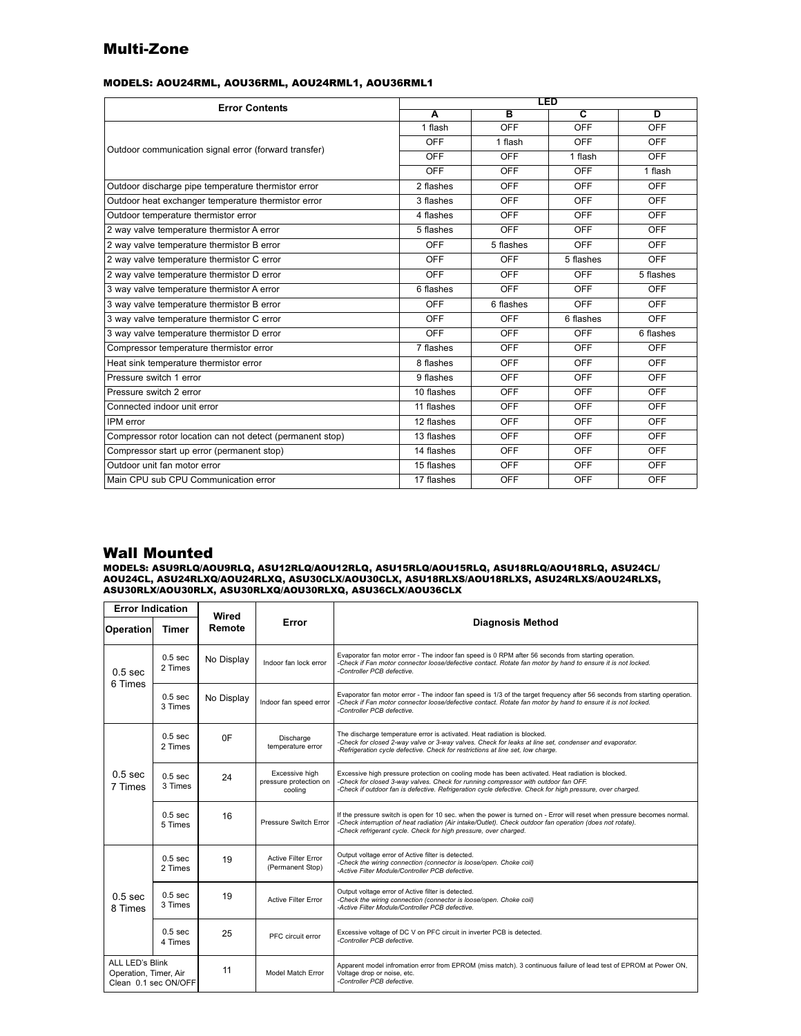## Multi-Zone

**MODELS: AOU24RML, AOU36RML, AOU24RML1, AOU36RML1**

| Error Contents | LED | | | |
|---|---|---|---|---|
| | A | B | C | D |
| Outdoor communication signal error (forward transfer) | 1 flash | OFF | OFF | OFF |
| | OFF | 1 flash | OFF | OFF |
| | OFF | OFF | 1 flash | OFF |
| | OFF | OFF | OFF | 1 flash |
| Outdoor discharge pipe temperature thermistor error | 2 flashes | OFF | OFF | OFF |
| Outdoor heat exchanger temperature thermistor error | 3 flashes | OFF | OFF | OFF |
| Outdoor temperature thermistor error | 4 flashes | OFF | OFF | OFF |
| 2 way valve temperature thermistor A error | 5 flashes | OFF | OFF | OFF |
| 2 way valve temperature thermistor B error | OFF | 5 flashes | OFF | OFF |
| 2 way valve temperature thermistor C error | OFF | OFF | 5 flashes | OFF |
| 2 way valve temperature thermistor D error | OFF | OFF | OFF | 5 flashes |
| 3 way valve temperature thermistor A error | 6 flashes | OFF | OFF | OFF |
| 3 way valve temperature thermistor B error | OFF | 6 flashes | OFF | OFF |
| 3 way valve temperature thermistor C error | OFF | OFF | 6 flashes | OFF |
| 3 way valve temperature thermistor D error | OFF | OFF | OFF | 6 flashes |
| Compressor temperature thermistor error | 7 flashes | OFF | OFF | OFF |
| Heat sink temperature thermistor error | 8 flashes | OFF | OFF | OFF |
| Pressure switch 1 error | 9 flashes | OFF | OFF | OFF |
| Pressure switch 2 error | 10 flashes | OFF | OFF | OFF |
| Connected indoor unit error | 11 flashes | OFF | OFF | OFF |
| IPM error | 12 flashes | OFF | OFF | OFF |
| Compressor rotor location can not detect (permanent stop) | 13 flashes | OFF | OFF | OFF |
| Compressor start up error (permanent stop) | 14 flashes | OFF | OFF | OFF |
| Outdoor unit fan motor error | 15 flashes | OFF | OFF | OFF |
| Main CPU sub CPU Communication error | 17 flashes | OFF | OFF | OFF |

## Wall Mounted

**MODELS: ASU9RLQ/AOU9RLQ, ASU12RLQ/AOU12RLQ, ASU15RLQ/AOU15RLQ, ASU18RLQ/AOU18RLQ, ASU24CL/AOU24CL, ASU24RLXQ/AOU24RLXQ, ASU30CLX/AOU30CLX, ASU18RLXS/AOU18RLXS, ASU24RLXS/AOU24RLXS, ASU30RLX/AOU30RLX, ASU30RLXQ/AOU30RLXQ, ASU36CLX/AOU36CLX**

| Error Indication | | Wired Remote | Error | Diagnosis Method |
|---|---|---|---|---|
| Operation | Timer | | | |
| 0.5 sec 6 Times | 0.5 sec 2 Times | No Display | Indoor fan lock error | Evaporator fan motor error - The indoor fan speed is 0 RPM after 56 seconds from starting operation. *-Check if Fan motor connector loose/defective contact. Rotate fan motor by hand to ensure it is not locked. -Controller PCB defective.* |
| | 0.5 sec 3 Times | No Display | Indoor fan speed error | Evaporator fan motor error - The indoor fan speed is 1/3 of the target frequency after 56 seconds from starting operation. *-Check if Fan motor connector loose/defective contact. Rotate fan motor by hand to ensure it is not locked. -Controller PCB defective.* |
| 0.5 sec 7 Times | 0.5 sec 2 Times | 0F | Discharge temperature error | The discharge temperature error is activated. Heat radiation is blocked. *-Check for closed 2-way valve or 3-way valves. Check for leaks at line set, condenser and evaporator. -Refrigeration cycle defective. Check for restrictions at line set, low charge.* |
| | 0.5 sec 3 Times | 24 | Excessive high pressure protection on cooling | Excessive high pressure protection on cooling mode has been activated. Heat radiation is blocked. *-Check for closed 3-way valves. Check for running compressor with outdoor fan OFF. -Check if outdoor fan is defective. Refrigeration cycle defective. Check for high pressure, over charged.* |
| | 0.5 sec 5 Times | 16 | Pressure Switch Error | If the pressure switch is open for 10 sec. when the power is turned on - Error will reset when pressure becomes normal. *-Check interruption of heat radiation (Air intake/Outlet). Check outdoor fan operation (does not rotate). -Check refrigerant cycle. Check for high pressure, over charged.* |
| 0.5 sec 8 Times | 0.5 sec 2 Times | 19 | Active Filter Error (Permanent Stop) | Output voltage error of Active filter is detected. *-Check the wiring connection (connector is loose/open. Choke coil) -Active Filter Module/Controller PCB defective.* |
| | 0.5 sec 3 Times | 19 | Active Filter Error | Output voltage error of Active filter is detected. *-Check the wiring connection (connector is loose/open. Choke coil) -Active Filter Module/Controller PCB defective.* |
| | 0.5 sec 4 Times | 25 | PFC circuit error | Excessive voltage of DC V on PFC circuit in inverter PCB is detected. *-Controller PCB defective.* |
| ALL LED's Blink Operation, Timer, Air Clean 0.1 sec ON/OFF | | 11 | Model Match Error | Apparent model infromation error from EPROM (miss match). 3 continuous failure of lead test of EPROM at Power ON, Voltage drop or noise, etc. *-Controller PCB defective.* |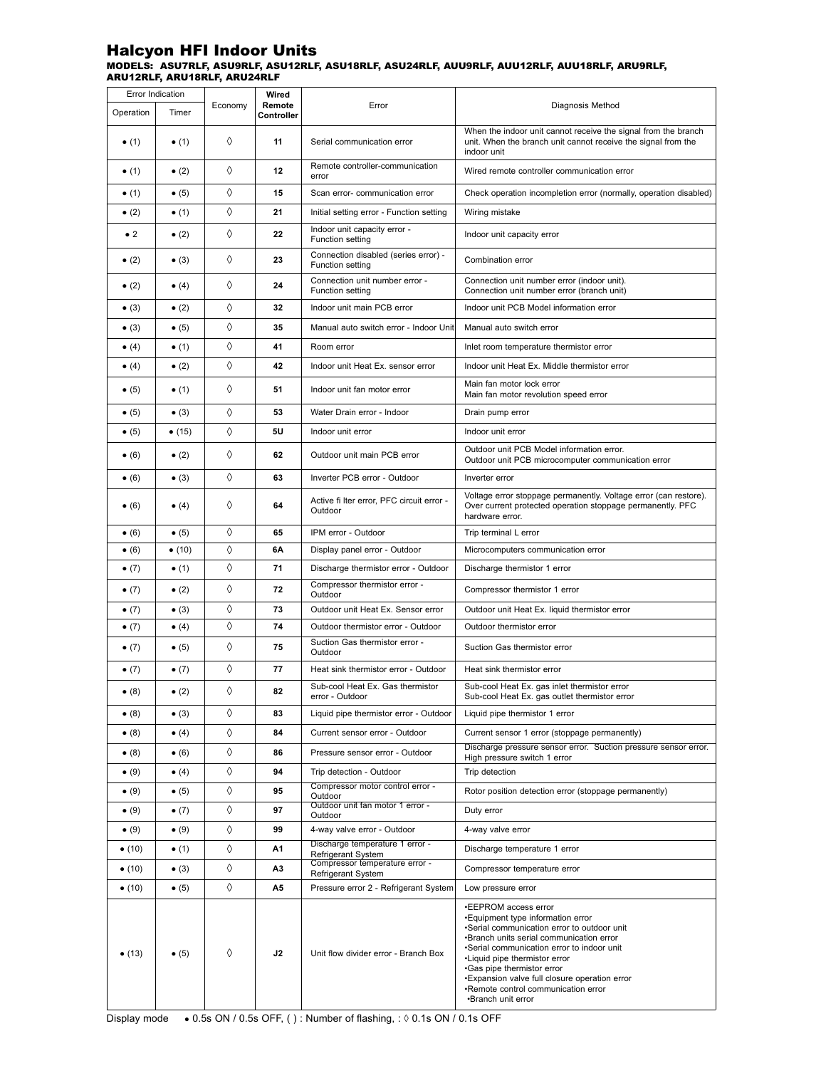# Halcyon HFI Indoor Units

### MODELS: ASU7RLF, ASU9RLF, ASU12RLF, ASU18RLF, ASU24RLF, AUU9RLF, AUU12RLF, AUU18RLF, ARU9RLF, ARU12RLF, ARU18RLF, ARU24RLF

| Error Indication | | Economy | Wired Remote Controller | Error | Diagnosis Method |
|---|---|---|---|---|---|
| Operation | Timer | | | | |
| ● (1) | ● (1) | ◊ | 11 | Serial communication error | When the indoor unit cannot receive the signal from the branch unit. When the branch unit cannot receive the signal from the indoor unit |
| ● (1) | ● (2) | ◊ | 12 | Remote controller-communication error | Wired remote controller communication error |
| ● (1) | ● (5) | ◊ | 15 | Scan error- communication error | Check operation incompletion error (normally, operation disabled) |
| ● (2) | ● (1) | ◊ | 21 | Initial setting error - Function setting | Wiring mistake |
| ● 2 | ● (2) | ◊ | 22 | Indoor unit capacity error - Function setting | Indoor unit capacity error |
| ● (2) | ● (3) | ◊ | 23 | Connection disabled (series error) - Function setting | Combination error |
| ● (2) | ● (4) | ◊ | 24 | Connection unit number error - Function setting | Connection unit number error (indoor unit). Connection unit number error (branch unit) |
| ● (3) | ● (2) | ◊ | 32 | Indoor unit main PCB error | Indoor unit PCB Model information error |
| ● (3) | ● (5) | ◊ | 35 | Manual auto switch error - Indoor Unit | Manual auto switch error |
| ● (4) | ● (1) | ◊ | 41 | Room error | Inlet room temperature thermistor error |
| ● (4) | ● (2) | ◊ | 42 | Indoor unit Heat Ex. sensor error | Indoor unit Heat Ex. Middle thermistor error |
| ● (5) | ● (1) | ◊ | 51 | Indoor unit fan motor error | Main fan motor lock error<br>Main fan motor revolution speed error |
| ● (5) | ● (3) | ◊ | 53 | Water Drain error - Indoor | Drain pump error |
| ● (5) | ● (15) | ◊ | 5U | Indoor unit error | Indoor unit error |
| ● (6) | ● (2) | ◊ | 62 | Outdoor unit main PCB error | Outdoor unit PCB Model information error.<br>Outdoor unit PCB microcomputer communication error |
| ● (6) | ● (3) | ◊ | 63 | Inverter PCB error - Outdoor | Inverter error |
| ● (6) | ● (4) | ◊ | 64 | Active fi lter error, PFC circuit error - Outdoor | Voltage error stoppage permanently. Voltage error (can restore). Over current protected operation stoppage permanently. PFC hardware error. |
| ● (6) | ● (5) | ◊ | 65 | IPM error - Outdoor | Trip terminal L error |
| ● (6) | ● (10) | ◊ | 6A | Display panel error - Outdoor | Microcomputers communication error |
| ● (7) | ● (1) | ◊ | 71 | Discharge thermistor error - Outdoor | Discharge thermistor 1 error |
| ● (7) | ● (2) | ◊ | 72 | Compressor thermistor error - Outdoor | Compressor thermistor 1 error |
| ● (7) | ● (3) | ◊ | 73 | Outdoor unit Heat Ex. Sensor error | Outdoor unit Heat Ex. liquid thermistor error |
| ● (7) | ● (4) | ◊ | 74 | Outdoor thermistor error - Outdoor | Outdoor thermistor error |
| ● (7) | ● (5) | ◊ | 75 | Suction Gas thermistor error - Outdoor | Suction Gas thermistor error |
| ● (7) | ● (7) | ◊ | 77 | Heat sink thermistor error - Outdoor | Heat sink thermistor error |
| ● (8) | ● (2) | ◊ | 82 | Sub-cool Heat Ex. Gas thermistor error - Outdoor | Sub-cool Heat Ex. gas inlet thermistor error<br>Sub-cool Heat Ex. gas outlet thermistor error |
| ● (8) | ● (3) | ◊ | 83 | Liquid pipe thermistor error - Outdoor | Liquid pipe thermistor 1 error |
| ● (8) | ● (4) | ◊ | 84 | Current sensor error - Outdoor | Current sensor 1 error (stoppage permanently) |
| ● (8) | ● (6) | ◊ | 86 | Pressure sensor error - Outdoor | Discharge pressure sensor error. Suction pressure sensor error. High pressure switch 1 error |
| ● (9) | ● (4) | ◊ | 94 | Trip detection - Outdoor | Trip detection |
| ● (9) | ● (5) | ◊ | 95 | Compressor motor control error - Outdoor | Rotor position detection error (stoppage permanently) |
| ● (9) | ● (7) | ◊ | 97 | Outdoor unit fan motor 1 error - Outdoor | Duty error |
| ● (9) | ● (9) | ◊ | 99 | 4-way valve error - Outdoor | 4-way valve error |
| ● (10) | ● (1) | ◊ | A1 | Discharge temperature 1 error - Refrigerant System | Discharge temperature 1 error |
| ● (10) | ● (3) | ◊ | A3 | Compressor temperature error - Refrigerant System | Compressor temperature error |
| ● (10) | ● (5) | ◊ | A5 | Pressure error 2 - Refrigerant System | Low pressure error |
| ● (13) | ● (5) | ◊ | J2 | Unit flow divider error - Branch Box | •EEPROM access error<br>•Equipment type information error<br>•Serial communication error to outdoor unit<br>•Branch units serial communication error<br>•Serial communication error to indoor unit<br>•Liquid pipe thermistor error<br>•Gas pipe thermistor error<br>•Expansion valve full closure operation error<br>•Remote control communication error<br>•Branch unit error |

Display mode ● 0.5s ON / 0.5s OFF, ( ) : Number of flashing, : ◊ 0.1s ON / 0.1s OFF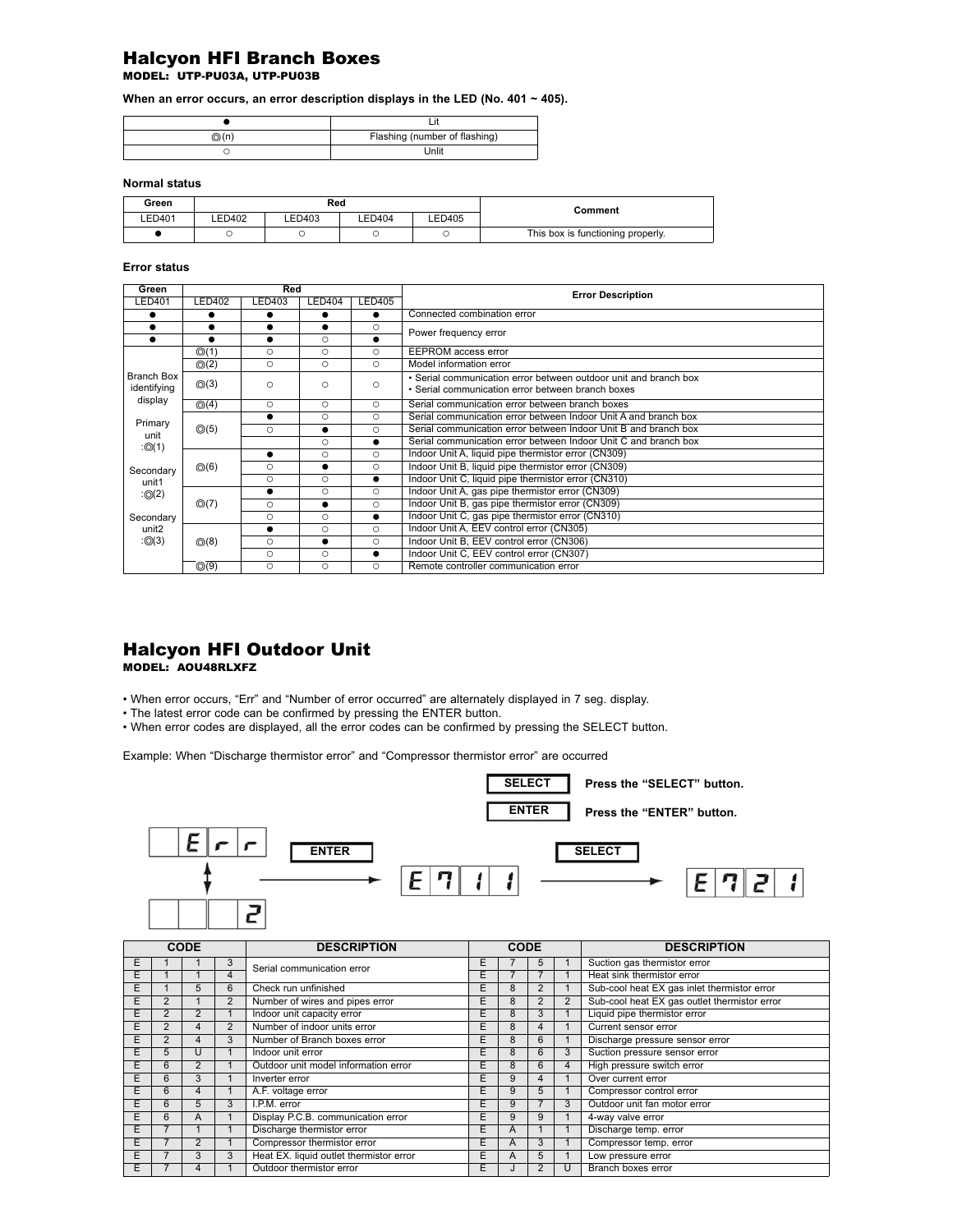## Halcyon HFI Branch Boxes

**MODEL: UTP-PU03A, UTP-PU03B**

**When an error occurs, an error description displays in the LED (No. 401 ~ 405).**

| | |
|---|---|
| ● | Lit |
| ◎(n) | Flashing (number of flashing) |
| ○ | Unlit |

**Normal status**

| Green | Red | | | | Comment |
|---|---|---|---|---|---|
| LED401 | LED402 | LED403 | LED404 | LED405 | |
| ● | ○ | ○ | ○ | ○ | This box is functioning properly. |

**Error status**

| Green | Red | | | | Error Description |
|---|---|---|---|---|---|
| LED401 | LED402 | LED403 | LED404 | LED405 | |
| ● | ● | ● | ● | ● | Connected combination error |
| ● | ● | ● | ● | ○ | Power frequency error |
| ● | ● | ● | ○ | ● | Power frequency error |
| Branch Box identifying display<br>Primary unit :◎(1)<br>Secondary unit1 :◎(2)<br>Secondary unit2 :◎(3) | ◎(1) | ○ | ○ | ○ | EEPROM access error |
| | ◎(2) | ○ | ○ | ○ | Model information error |
| | ◎(3) | ○ | ○ | ○ | • Serial communication error between outdoor unit and branch box<br>• Serial communication error between branch boxes |
| | ◎(4) | ○ | ○ | ○ | Serial communication error between branch boxes |
| | ◎(5) | ● | ○ | ○ | Serial communication error between Indoor Unit A and branch box |
| | ◎(5) | ○ | ● | ○ | Serial communication error between Indoor Unit B and branch box |
| | ◎(5) | | ○ | ● | Serial communication error between Indoor Unit C and branch box |
| | ◎(6) | ● | ○ | ○ | Indoor Unit A, liquid pipe thermistor error (CN309) |
| | ◎(6) | ○ | ● | ○ | Indoor Unit B, liquid pipe thermistor error (CN309) |
| | ◎(6) | ○ | ○ | ● | Indoor Unit C, liquid pipe thermistor error (CN310) |
| | ◎(7) | ● | ○ | ○ | Indoor Unit A, gas pipe thermistor error (CN309) |
| | ◎(7) | ○ | ● | ○ | Indoor Unit B, gas pipe thermistor error (CN309) |
| | ◎(7) | ○ | ○ | ● | Indoor Unit C, gas pipe thermistor error (CN310) |
| | ◎(8) | ● | ○ | ○ | Indoor Unit A, EEV control error (CN305) |
| | ◎(8) | ○ | ● | ○ | Indoor Unit B, EEV control error (CN306) |
| | ◎(8) | ○ | ○ | ● | Indoor Unit C, EEV control error (CN307) |
| | ◎(9) | ○ | ○ | ○ | Remote controller communication error |

## Halcyon HFI Outdoor Unit

**MODEL: AOU48RLXFZ**

- When error occurs, "Err" and "Number of error occurred" are alternately displayed in 7 seg. display.
- The latest error code can be confirmed by pressing the ENTER button.
- When error codes are displayed, all the error codes can be confirmed by pressing the SELECT button.

Example: When "Discharge thermistor error" and "Compressor thermistor error" are occurred

SELECT Press the "SELECT" button.

ENTER Press the "ENTER" button.

Err ↕ 2 → ENTER → E711 → SELECT → E721

| CODE | | | | DESCRIPTION | CODE | | | | DESCRIPTION |
|---|---|---|---|---|---|---|---|---|---|
| E | 1 | 1 | 3 | Serial communication error | E | 7 | 5 | 1 | Suction gas thermistor error |
| E | 1 | 1 | 4 | Serial communication error | E | 7 | 7 | 1 | Heat sink thermistor error |
| E | 1 | 5 | 6 | Check run unfinished | E | 8 | 2 | 1 | Sub-cool heat EX gas inlet thermistor error |
| E | 2 | 1 | 2 | Number of wires and pipes error | E | 8 | 2 | 2 | Sub-cool heat EX gas outlet thermistor error |
| E | 2 | 2 | 1 | Indoor unit capacity error | E | 8 | 3 | 1 | Liquid pipe thermistor error |
| E | 2 | 4 | 2 | Number of indoor units error | E | 8 | 4 | 1 | Current sensor error |
| E | 2 | 4 | 3 | Number of Branch boxes error | E | 8 | 6 | 1 | Discharge pressure sensor error |
| E | 5 | U | 1 | Indoor unit error | E | 8 | 6 | 3 | Suction pressure sensor error |
| E | 6 | 2 | 1 | Outdoor unit model information error | E | 8 | 6 | 4 | High pressure switch error |
| E | 6 | 3 | 1 | Inverter error | E | 9 | 4 | 1 | Over current error |
| E | 6 | 4 | 1 | A.F. voltage error | E | 9 | 5 | 1 | Compressor control error |
| E | 6 | 5 | 3 | I.P.M. error | E | 9 | 7 | 3 | Outdoor unit fan motor error |
| E | 6 | A | 1 | Display P.C.B. communication error | E | 9 | 9 | 1 | 4-way valve error |
| E | 7 | 1 | 1 | Discharge thermistor error | E | A | 1 | 1 | Discharge temp. error |
| E | 7 | 2 | 1 | Compressor thermistor error | E | A | 3 | 1 | Compressor temp. error |
| E | 7 | 3 | 3 | Heat EX. liquid outlet thermistor error | E | A | 5 | 1 | Low pressure error |
| E | 7 | 4 | 1 | Outdoor thermistor error | E | J | 2 | U | Branch boxes error |